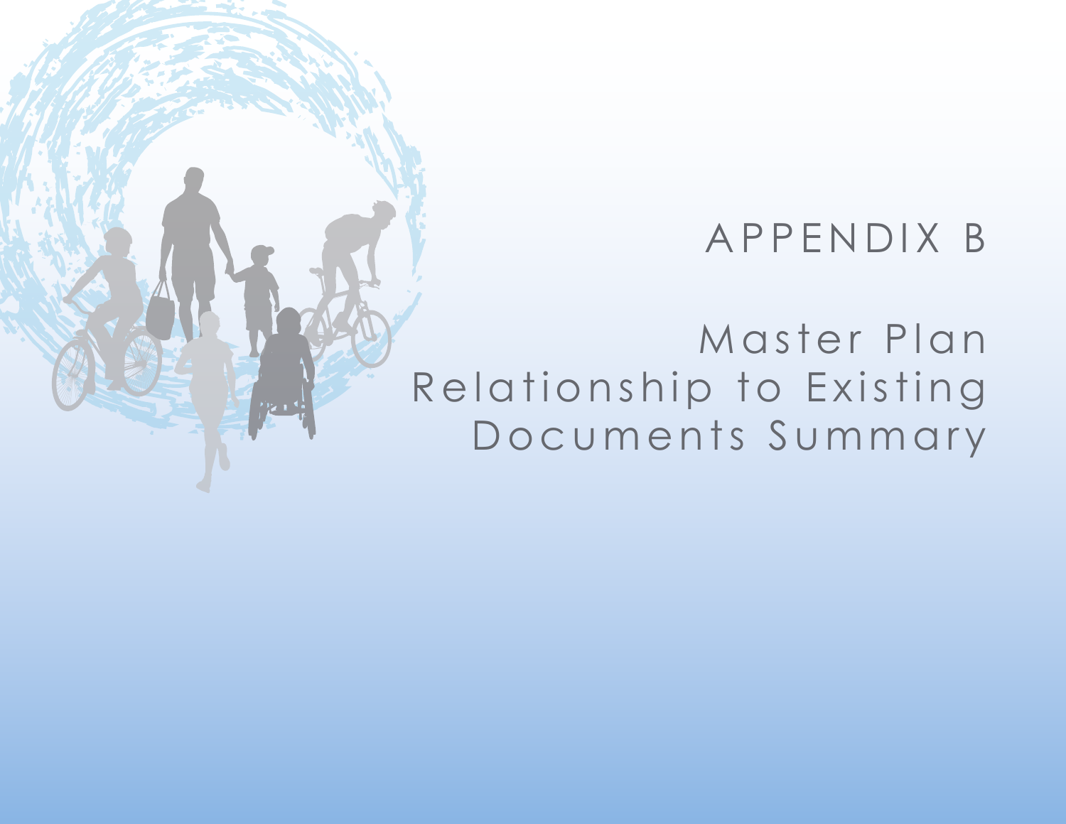# APPENDIX B

# Master Plan Relationship to Existing Documents Summary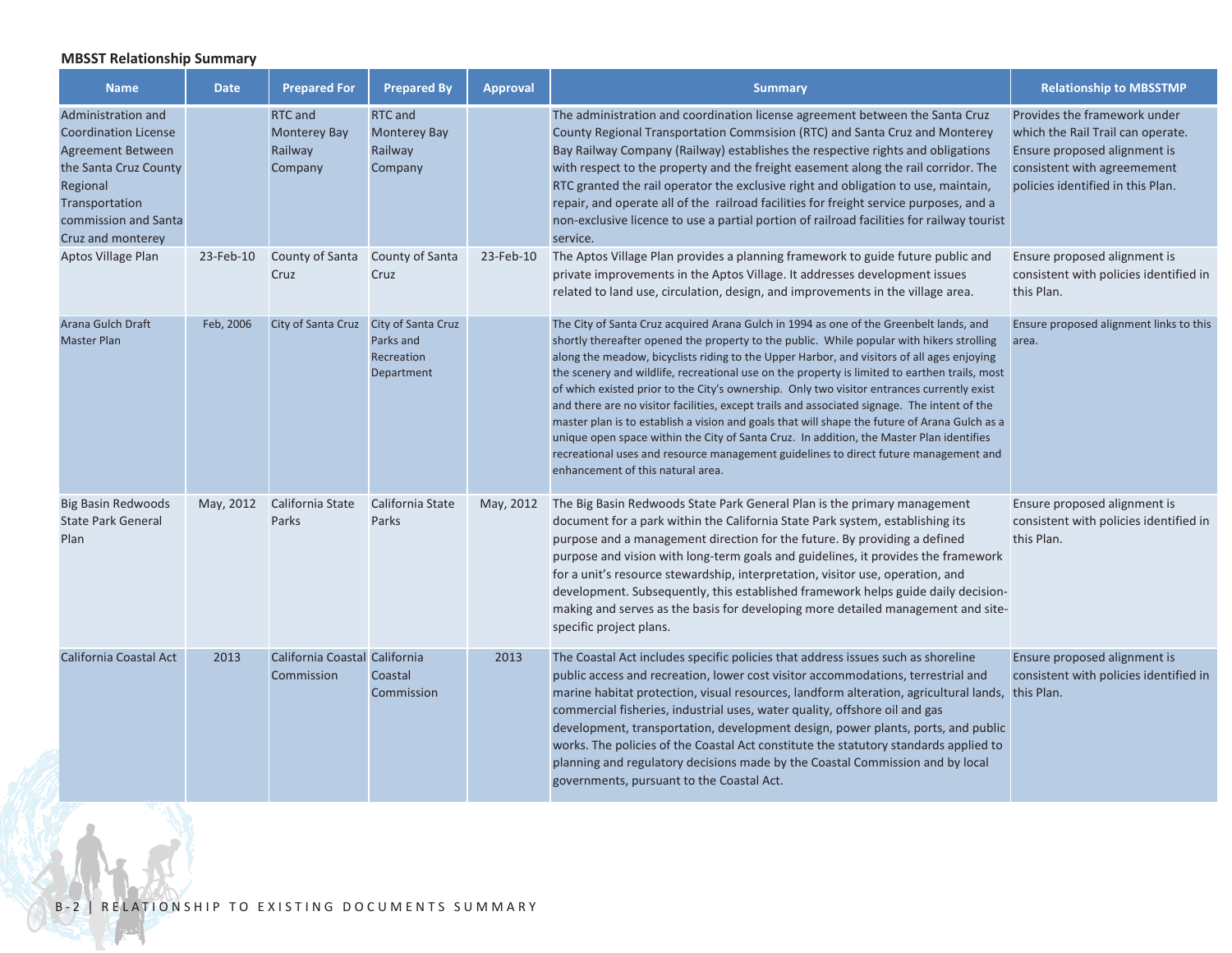**MBSST Relationship Summary**

| Name | Date | Prepared For | Prepared By | Approval | Summary | Relationship to MBSSTMP |
|---|---|---|---|---|---|---|
| Administration and Coordination License Agreement Between the Santa Cruz County Regional Transportation commission and Santa Cruz and monterey | | RTC and Monterey Bay Railway Company | RTC and Monterey Bay Railway Company | | The administration and coordination license agreement between the Santa Cruz County Regional Transportation Commsision (RTC) and Santa Cruz and Monterey Bay Railway Company (Railway) establishes the respective rights and obligations with respect to the property and the freight easement along the rail corridor. The RTC granted the rail operator the exclusive right and obligation to use, maintain, repair, and operate all of the railroad facilities for freight service purposes, and a non-exclusive licence to use a partial portion of railroad facilities for railway tourist service. | Provides the framework under which the Rail Trail can operate. Ensure proposed alignment is consistent with agreemement policies identified in this Plan. |
| Aptos Village Plan | 23-Feb-10 | County of Santa Cruz | County of Santa Cruz | 23-Feb-10 | The Aptos Village Plan provides a planning framework to guide future public and private improvements in the Aptos Village. It addresses development issues related to land use, circulation, design, and improvements in the village area. | Ensure proposed alignment is consistent with policies identified in this Plan. |
| Arana Gulch Draft Master Plan | Feb, 2006 | City of Santa Cruz | City of Santa Cruz Parks and Recreation Department | | The City of Santa Cruz acquired Arana Gulch in 1994 as one of the Greenbelt lands, and shortly thereafter opened the property to the public. While popular with hikers strolling along the meadow, bicyclists riding to the Upper Harbor, and visitors of all ages enjoying the scenery and wildlife, recreational use on the property is limited to earthen trails, most of which existed prior to the City's ownership. Only two visitor entrances currently exist and there are no visitor facilities, except trails and associated signage. The intent of the master plan is to establish a vision and goals that will shape the future of Arana Gulch as a unique open space within the City of Santa Cruz. In addition, the Master Plan identifies recreational uses and resource management guidelines to direct future management and enhancement of this natural area. | Ensure proposed alignment links to this area. |
| Big Basin Redwoods State Park General Plan | May, 2012 | California State Parks | California State Parks | May, 2012 | The Big Basin Redwoods State Park General Plan is the primary management document for a park within the California State Park system, establishing its purpose and a management direction for the future. By providing a defined purpose and vision with long-term goals and guidelines, it provides the framework for a unit's resource stewardship, interpretation, visitor use, operation, and development. Subsequently, this established framework helps guide daily decision-making and serves as the basis for developing more detailed management and site-specific project plans. | Ensure proposed alignment is consistent with policies identified in this Plan. |
| California Coastal Act | 2013 | California Coastal Commission | California Coastal Commission | 2013 | The Coastal Act includes specific policies that address issues such as shoreline public access and recreation, lower cost visitor accommodations, terrestrial and marine habitat protection, visual resources, landform alteration, agricultural lands, commercial fisheries, industrial uses, water quality, offshore oil and gas development, transportation, development design, power plants, ports, and public works. The policies of the Coastal Act constitute the statutory standards applied to planning and regulatory decisions made by the Coastal Commission and by local governments, pursuant to the Coastal Act. | Ensure proposed alignment is consistent with policies identified in this Plan. |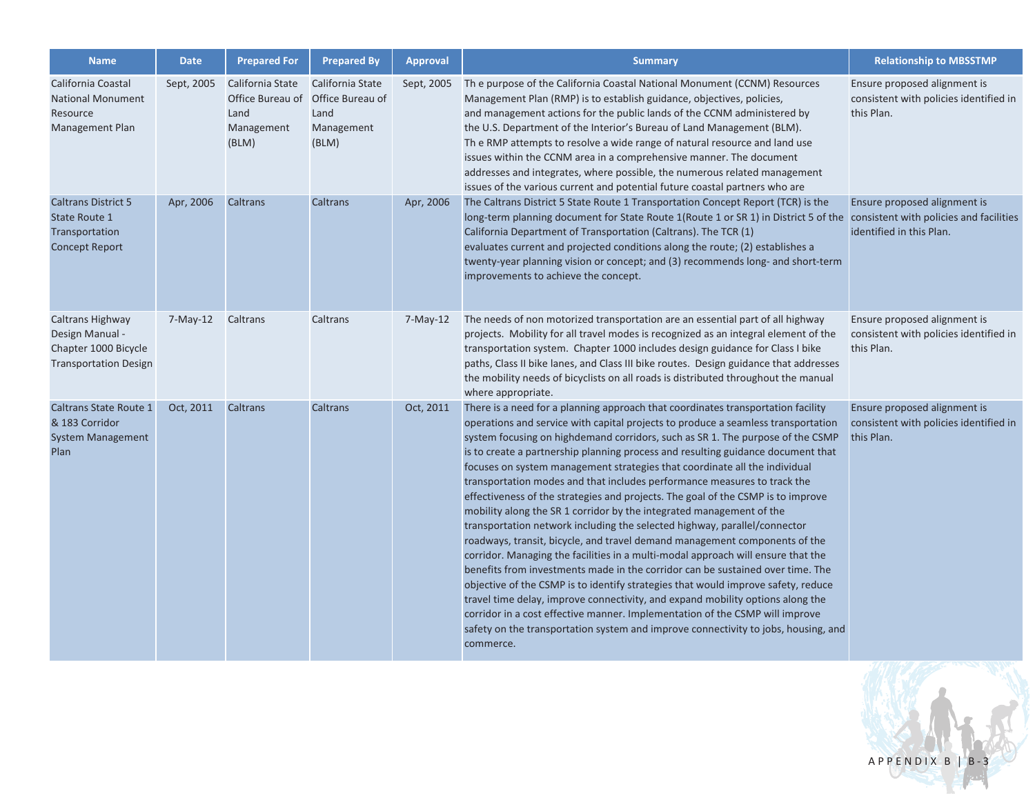| Name | Date | Prepared For | Prepared By | Approval | Summary | Relationship to MBSSTMP |
|---|---|---|---|---|---|---|
| California Coastal National Monument Resource Management Plan | Sept, 2005 | California State Office Bureau of Land Management (BLM) | California State Office Bureau of Land Management (BLM) | Sept, 2005 | Th e purpose of the California Coastal National Monument (CCNM) Resources Management Plan (RMP) is to establish guidance, objectives, policies, and management actions for the public lands of the CCNM administered by the U.S. Department of the Interior's Bureau of Land Management (BLM). Th e RMP attempts to resolve a wide range of natural resource and land use issues within the CCNM area in a comprehensive manner. The document addresses and integrates, where possible, the numerous related management issues of the various current and potential future coastal partners who are | Ensure proposed alignment is consistent with policies identified in this Plan. |
| Caltrans District 5 State Route 1 Transportation Concept Report | Apr, 2006 | Caltrans | Caltrans | Apr, 2006 | The Caltrans District 5 State Route 1 Transportation Concept Report (TCR) is the long-term planning document for State Route 1(Route 1 or SR 1) in District 5 of the California Department of Transportation (Caltrans). The TCR (1) evaluates current and projected conditions along the route; (2) establishes a twenty-year planning vision or concept; and (3) recommends long- and short-term improvements to achieve the concept. | Ensure proposed alignment is consistent with policies and facilities identified in this Plan. |
| Caltrans Highway Design Manual - Chapter 1000 Bicycle Transportation Design | 7-May-12 | Caltrans | Caltrans | 7-May-12 | The needs of non motorized transportation are an essential part of all highway projects. Mobility for all travel modes is recognized as an integral element of the transportation system. Chapter 1000 includes design guidance for Class I bike paths, Class II bike lanes, and Class III bike routes. Design guidance that addresses the mobility needs of bicyclists on all roads is distributed throughout the manual where appropriate. | Ensure proposed alignment is consistent with policies identified in this Plan. |
| Caltrans State Route 1 & 183 Corridor System Management Plan | Oct, 2011 | Caltrans | Caltrans | Oct, 2011 | There is a need for a planning approach that coordinates transportation facility operations and service with capital projects to produce a seamless transportation system focusing on highdemand corridors, such as SR 1. The purpose of the CSMP is to create a partnership planning process and resulting guidance document that focuses on system management strategies that coordinate all the individual transportation modes and that includes performance measures to track the effectiveness of the strategies and projects. The goal of the CSMP is to improve mobility along the SR 1 corridor by the integrated management of the transportation network including the selected highway, parallel/connector roadways, transit, bicycle, and travel demand management components of the corridor. Managing the facilities in a multi-modal approach will ensure that the benefits from investments made in the corridor can be sustained over time. The objective of the CSMP is to identify strategies that would improve safety, reduce travel time delay, improve connectivity, and expand mobility options along the corridor in a cost effective manner. Implementation of the CSMP will improve safety on the transportation system and improve connectivity to jobs, housing, and commerce. | Ensure proposed alignment is consistent with policies identified in this Plan. |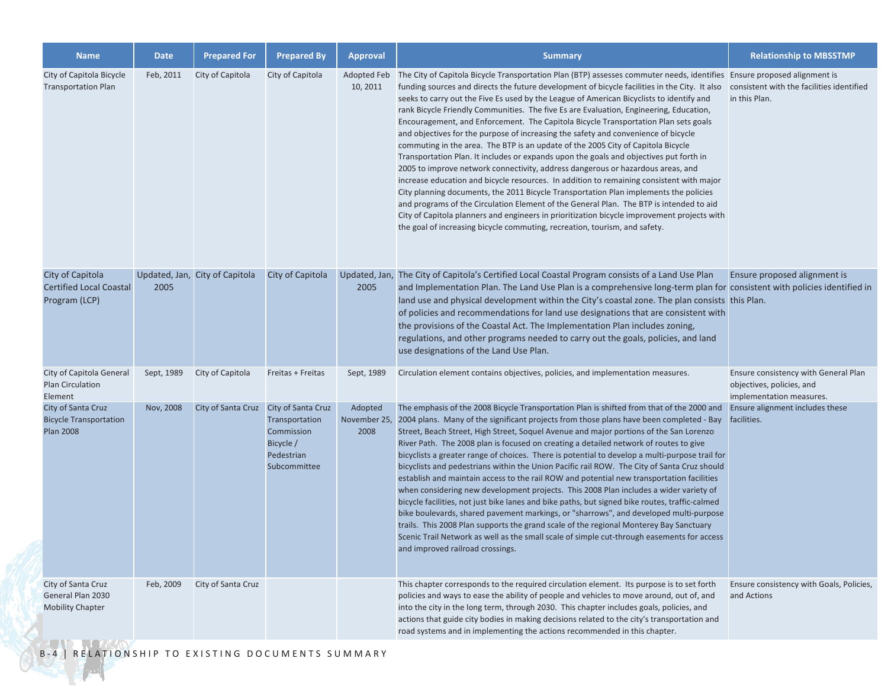| Name | Date | Prepared For | Prepared By | Approval | Summary | Relationship to MBSSTMP |
|---|---|---|---|---|---|---|
| City of Capitola Bicycle Transportation Plan | Feb, 2011 | City of Capitola | City of Capitola | Adopted Feb 10, 2011 | The City of Capitola Bicycle Transportation Plan (BTP) assesses commuter needs, identifies funding sources and directs the future development of bicycle facilities in the City. It also seeks to carry out the Five Es used by the League of American Bicyclists to identify and rank Bicycle Friendly Communities. The five Es are Evaluation, Engineering, Education, Encouragement, and Enforcement. The Capitola Bicycle Transportation Plan sets goals and objectives for the purpose of increasing the safety and convenience of bicycle commuting in the area. The BTP is an update of the 2005 City of Capitola Bicycle Transportation Plan. It includes or expands upon the goals and objectives put forth in 2005 to improve network connectivity, address dangerous or hazardous areas, and increase education and bicycle resources. In addition to remaining consistent with major City planning documents, the 2011 Bicycle Transportation Plan implements the policies and programs of the Circulation Element of the General Plan. The BTP is intended to aid City of Capitola planners and engineers in prioritization bicycle improvement projects with the goal of increasing bicycle commuting, recreation, tourism, and safety. | Ensure proposed alignment is consistent with the facilities identified in this Plan. |
| City of Capitola Certified Local Coastal Program (LCP) | Updated, Jan, 2005 | City of Capitola | City of Capitola | Updated, Jan, 2005 | The City of Capitola's Certified Local Coastal Program consists of a Land Use Plan and Implementation Plan. The Land Use Plan is a comprehensive long-term plan for land use and physical development within the City's coastal zone. The plan consists of policies and recommendations for land use designations that are consistent with the provisions of the Coastal Act. The Implementation Plan includes zoning, regulations, and other programs needed to carry out the goals, policies, and land use designations of the Land Use Plan. | Ensure proposed alignment is consistent with policies identified in this Plan. |
| City of Capitola General Plan Circulation Element | Sept, 1989 | City of Capitola | Freitas + Freitas | Sept, 1989 | Circulation element contains objectives, policies, and implementation measures. | Ensure consistency with General Plan objectives, policies, and implementation measures. |
| City of Santa Cruz Bicycle Transportation Plan 2008 | Nov, 2008 | City of Santa Cruz | City of Santa Cruz Transportation Commission Bicycle / Pedestrian Subcommittee | Adopted November 25, 2008 | The emphasis of the 2008 Bicycle Transportation Plan is shifted from that of the 2000 and 2004 plans. Many of the significant projects from those plans have been completed - Bay Street, Beach Street, High Street, Soquel Avenue and major portions of the San Lorenzo River Path. The 2008 plan is focused on creating a detailed network of routes to give bicyclists a greater range of choices. There is potential to develop a multi-purpose trail for bicyclists and pedestrians within the Union Pacific rail ROW. The City of Santa Cruz should establish and maintain access to the rail ROW and potential new transportation facilities when considering new development projects. This 2008 Plan includes a wider variety of bicycle facilities, not just bike lanes and bike paths, but signed bike routes, traffic-calmed bike boulevards, shared pavement markings, or "sharrows", and developed multi-purpose trails. This 2008 Plan supports the grand scale of the regional Monterey Bay Sanctuary Scenic Trail Network as well as the small scale of simple cut-through easements for access and improved railroad crossings. | Ensure alignment includes these facilities. |
| City of Santa Cruz General Plan 2030 Mobility Chapter | Feb, 2009 | City of Santa Cruz | | | This chapter corresponds to the required circulation element. Its purpose is to set forth policies and ways to ease the ability of people and vehicles to move around, out of, and into the city in the long term, through 2030. This chapter includes goals, policies, and actions that guide city bodies in making decisions related to the city's transportation and road systems and in implementing the actions recommended in this chapter. | Ensure consistency with Goals, Policies, and Actions |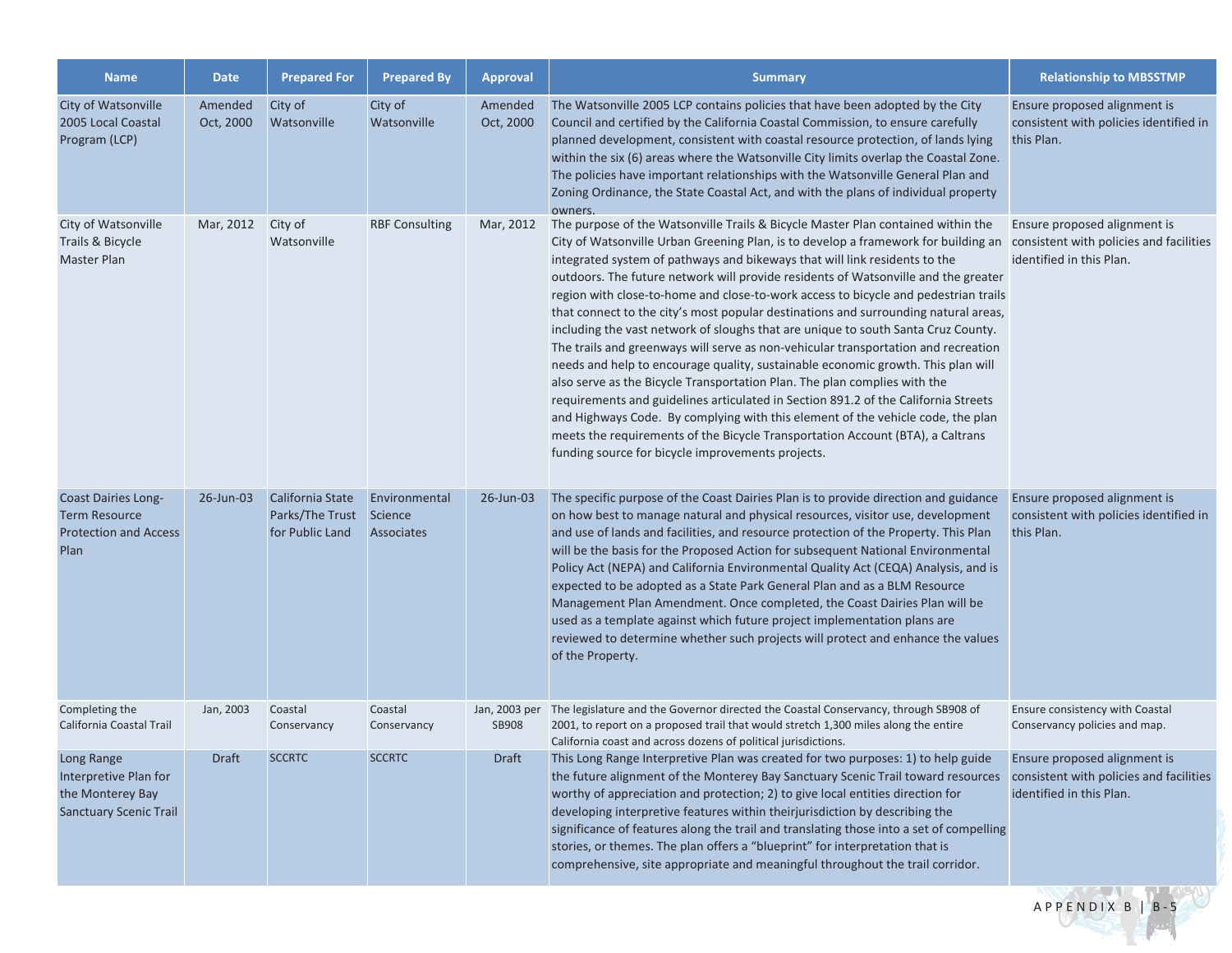| Name | Date | Prepared For | Prepared By | Approval | Summary | Relationship to MBSSTMP |
|---|---|---|---|---|---|---|
| City of Watsonville 2005 Local Coastal Program (LCP) | Amended Oct, 2000 | City of Watsonville | City of Watsonville | Amended Oct, 2000 | The Watsonville 2005 LCP contains policies that have been adopted by the City Council and certified by the California Coastal Commission, to ensure carefully planned development, consistent with coastal resource protection, of lands lying within the six (6) areas where the Watsonville City limits overlap the Coastal Zone. The policies have important relationships with the Watsonville General Plan and Zoning Ordinance, the State Coastal Act, and with the plans of individual property owners. | Ensure proposed alignment is consistent with policies identified in this Plan. |
| City of Watsonville Trails & Bicycle Master Plan | Mar, 2012 | City of Watsonville | RBF Consulting | Mar, 2012 | The purpose of the Watsonville Trails & Bicycle Master Plan contained within the City of Watsonville Urban Greening Plan, is to develop a framework for building an integrated system of pathways and bikeways that will link residents to the outdoors. The future network will provide residents of Watsonville and the greater region with close-to-home and close-to-work access to bicycle and pedestrian trails that connect to the city's most popular destinations and surrounding natural areas, including the vast network of sloughs that are unique to south Santa Cruz County. The trails and greenways will serve as non-vehicular transportation and recreation needs and help to encourage quality, sustainable economic growth. This plan will also serve as the Bicycle Transportation Plan. The plan complies with the requirements and guidelines articulated in Section 891.2 of the California Streets and Highways Code. By complying with this element of the vehicle code, the plan meets the requirements of the Bicycle Transportation Account (BTA), a Caltrans funding source for bicycle improvements projects. | Ensure proposed alignment is consistent with policies and facilities identified in this Plan. |
| Coast Dairies Long-Term Resource Protection and Access Plan | 26-Jun-03 | California State Parks/The Trust for Public Land | Environmental Science Associates | 26-Jun-03 | The specific purpose of the Coast Dairies Plan is to provide direction and guidance on how best to manage natural and physical resources, visitor use, development and use of lands and facilities, and resource protection of the Property. This Plan will be the basis for the Proposed Action for subsequent National Environmental Policy Act (NEPA) and California Environmental Quality Act (CEQA) Analysis, and is expected to be adopted as a State Park General Plan and as a BLM Resource Management Plan Amendment. Once completed, the Coast Dairies Plan will be used as a template against which future project implementation plans are reviewed to determine whether such projects will protect and enhance the values of the Property. | Ensure proposed alignment is consistent with policies identified in this Plan. |
| Completing the California Coastal Trail | Jan, 2003 | Coastal Conservancy | Coastal Conservancy | Jan, 2003 per SB908 | The legislature and the Governor directed the Coastal Conservancy, through SB908 of 2001, to report on a proposed trail that would stretch 1,300 miles along the entire California coast and across dozens of political jurisdictions. | Ensure consistency with Coastal Conservancy policies and map. |
| Long Range Interpretive Plan for the Monterey Bay Sanctuary Scenic Trail | Draft | SCCRTC | SCCRTC | Draft | This Long Range Interpretive Plan was created for two purposes: 1) to help guide the future alignment of the Monterey Bay Sanctuary Scenic Trail toward resources worthy of appreciation and protection; 2) to give local entities direction for developing interpretive features within theirjurisdiction by describing the significance of features along the trail and translating those into a set of compelling stories, or themes. The plan offers a "blueprint" for interpretation that is comprehensive, site appropriate and meaningful throughout the trail corridor. | Ensure proposed alignment is consistent with policies and facilities identified in this Plan. |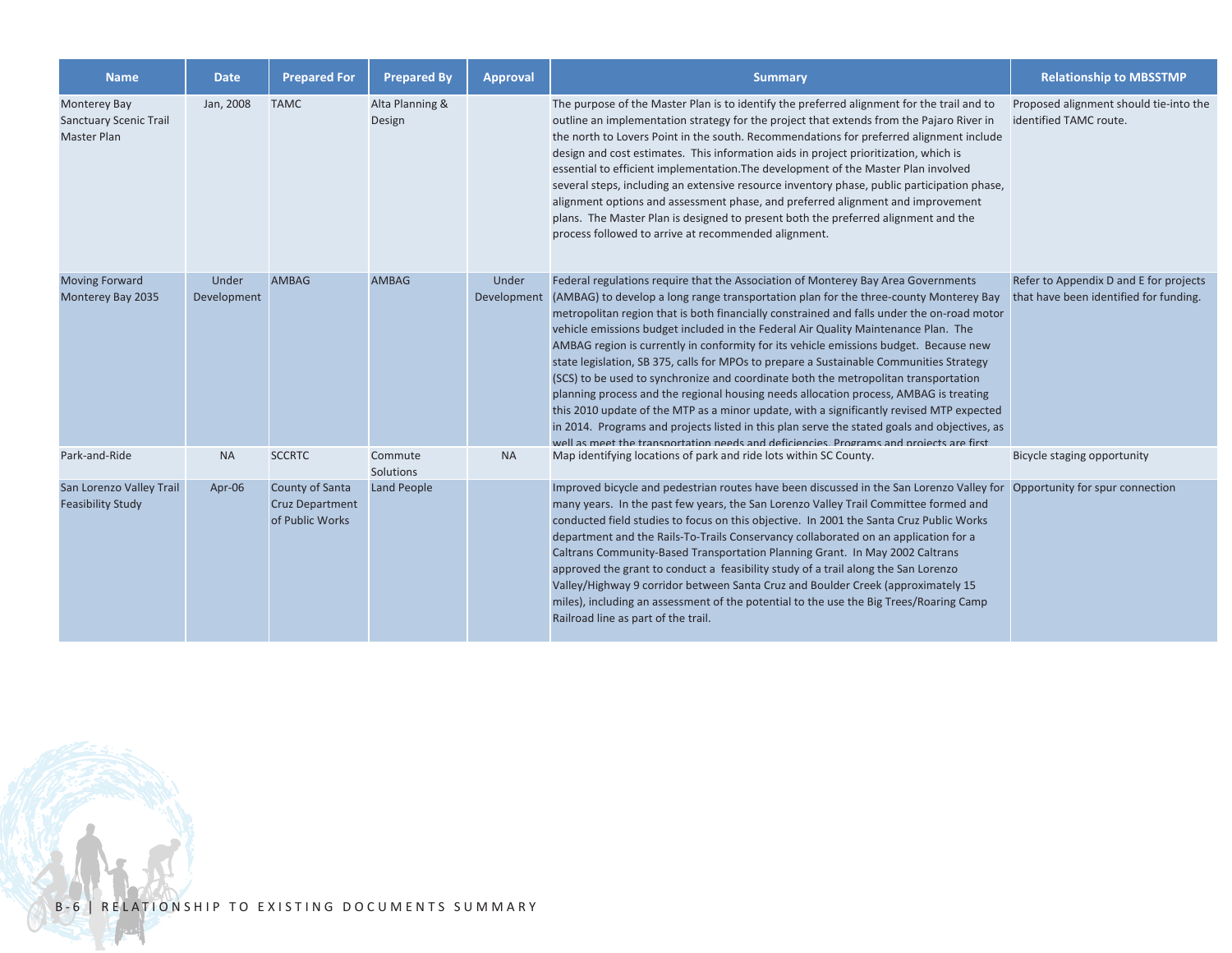| Name | Date | Prepared For | Prepared By | Approval | Summary | Relationship to MBSSTMP |
|---|---|---|---|---|---|---|
| Monterey Bay Sanctuary Scenic Trail Master Plan | Jan, 2008 | TAMC | Alta Planning & Design | | The purpose of the Master Plan is to identify the preferred alignment for the trail and to outline an implementation strategy for the project that extends from the Pajaro River in the north to Lovers Point in the south. Recommendations for preferred alignment include design and cost estimates. This information aids in project prioritization, which is essential to efficient implementation.The development of the Master Plan involved several steps, including an extensive resource inventory phase, public participation phase, alignment options and assessment phase, and preferred alignment and improvement plans. The Master Plan is designed to present both the preferred alignment and the process followed to arrive at recommended alignment. | Proposed alignment should tie-into the identified TAMC route. |
| Moving Forward Monterey Bay 2035 | Under Development | AMBAG | AMBAG | Under Development | Federal regulations require that the Association of Monterey Bay Area Governments (AMBAG) to develop a long range transportation plan for the three-county Monterey Bay metropolitan region that is both financially constrained and falls under the on-road motor vehicle emissions budget included in the Federal Air Quality Maintenance Plan. The AMBAG region is currently in conformity for its vehicle emissions budget. Because new state legislation, SB 375, calls for MPOs to prepare a Sustainable Communities Strategy (SCS) to be used to synchronize and coordinate both the metropolitan transportation planning process and the regional housing needs allocation process, AMBAG is treating this 2010 update of the MTP as a minor update, with a significantly revised MTP expected in 2014. Programs and projects listed in this plan serve the stated goals and objectives, as well as meet the transportation needs and deficiencies. Programs and projects are first | Refer to Appendix D and E for projects that have been identified for funding. |
| Park-and-Ride | NA | SCCRTC | Commute Solutions | NA | Map identifying locations of park and ride lots within SC County. | Bicycle staging opportunity |
| San Lorenzo Valley Trail Feasibility Study | Apr-06 | County of Santa Cruz Department of Public Works | Land People | | Improved bicycle and pedestrian routes have been discussed in the San Lorenzo Valley for many years. In the past few years, the San Lorenzo Valley Trail Committee formed and conducted field studies to focus on this objective. In 2001 the Santa Cruz Public Works department and the Rails-To-Trails Conservancy collaborated on an application for a Caltrans Community-Based Transportation Planning Grant. In May 2002 Caltrans approved the grant to conduct a feasibility study of a trail along the San Lorenzo Valley/Highway 9 corridor between Santa Cruz and Boulder Creek (approximately 15 miles), including an assessment of the potential to the use the Big Trees/Roaring Camp Railroad line as part of the trail. | Opportunity for spur connection |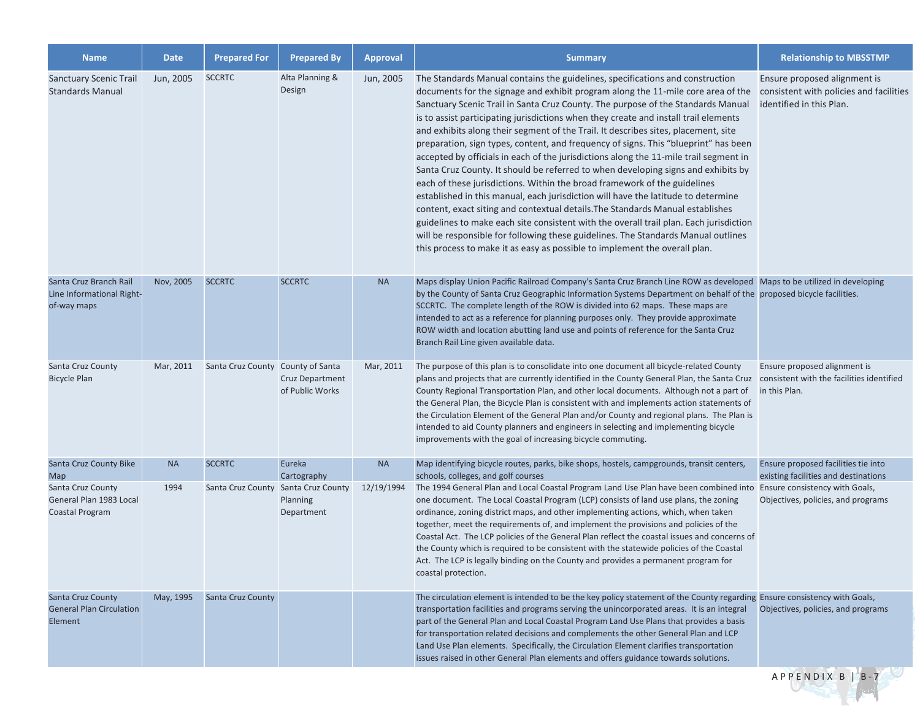| Name | Date | Prepared For | Prepared By | Approval | Summary | Relationship to MBSSTMP |
|---|---|---|---|---|---|---|
| Sanctuary Scenic Trail Standards Manual | Jun, 2005 | SCCRTC | Alta Planning & Design | Jun, 2005 | The Standards Manual contains the guidelines, specifications and construction documents for the signage and exhibit program along the 11-mile core area of the Sanctuary Scenic Trail in Santa Cruz County. The purpose of the Standards Manual is to assist participating jurisdictions when they create and install trail elements and exhibits along their segment of the Trail. It describes sites, placement, site preparation, sign types, content, and frequency of signs. This "blueprint" has been accepted by officials in each of the jurisdictions along the 11-mile trail segment in Santa Cruz County. It should be referred to when developing signs and exhibits by each of these jurisdictions. Within the broad framework of the guidelines established in this manual, each jurisdiction will have the latitude to determine content, exact siting and contextual details.The Standards Manual establishes guidelines to make each site consistent with the overall trail plan. Each jurisdiction will be responsible for following these guidelines. The Standards Manual outlines this process to make it as easy as possible to implement the overall plan. | Ensure proposed alignment is consistent with policies and facilities identified in this Plan. |
| Santa Cruz Branch Rail Line Informational Right-of-way maps | Nov, 2005 | SCCRTC | SCCRTC | NA | Maps display Union Pacific Railroad Company's Santa Cruz Branch Line ROW as developed by the County of Santa Cruz Geographic Information Systems Department on behalf of the SCCRTC. The complete length of the ROW is divided into 62 maps. These maps are intended to act as a reference for planning purposes only. They provide approximate ROW width and location abutting land use and points of reference for the Santa Cruz Branch Rail Line given available data. | Maps to be utilized in developing proposed bicycle facilities. |
| Santa Cruz County Bicycle Plan | Mar, 2011 | Santa Cruz County | County of Santa Cruz Department of Public Works | Mar, 2011 | The purpose of this plan is to consolidate into one document all bicycle-related County plans and projects that are currently identified in the County General Plan, the Santa Cruz County Regional Transportation Plan, and other local documents. Although not a part of the General Plan, the Bicycle Plan is consistent with and implements action statements of the Circulation Element of the General Plan and/or County and regional plans. The Plan is intended to aid County planners and engineers in selecting and implementing bicycle improvements with the goal of increasing bicycle commuting. | Ensure proposed alignment is consistent with the facilities identified in this Plan. |
| Santa Cruz County Bike Map | NA | SCCRTC | Eureka Cartography | NA | Map identifying bicycle routes, parks, bike shops, hostels, campgrounds, transit centers, schools, colleges, and golf courses | Ensure proposed facilities tie into existing facilities and destinations |
| Santa Cruz County General Plan 1983 Local Coastal Program | 1994 | Santa Cruz County | Santa Cruz County Planning Department | 12/19/1994 | The 1994 General Plan and Local Coastal Program Land Use Plan have been combined into one document. The Local Coastal Program (LCP) consists of land use plans, the zoning ordinance, zoning district maps, and other implementing actions, which, when taken together, meet the requirements of, and implement the provisions and policies of the Coastal Act. The LCP policies of the General Plan reflect the coastal issues and concerns of the County which is required to be consistent with the statewide policies of the Coastal Act. The LCP is legally binding on the County and provides a permanent program for coastal protection. | Ensure consistency with Goals, Objectives, policies, and programs |
| Santa Cruz County General Plan Circulation Element | May, 1995 | Santa Cruz County | | | The circulation element is intended to be the key policy statement of the County regarding transportation facilities and programs serving the unincorporated areas. It is an integral part of the General Plan and Local Coastal Program Land Use Plans that provides a basis for transportation related decisions and complements the other General Plan and LCP Land Use Plan elements. Specifically, the Circulation Element clarifies transportation issues raised in other General Plan elements and offers guidance towards solutions. | Ensure consistency with Goals, Objectives, policies, and programs |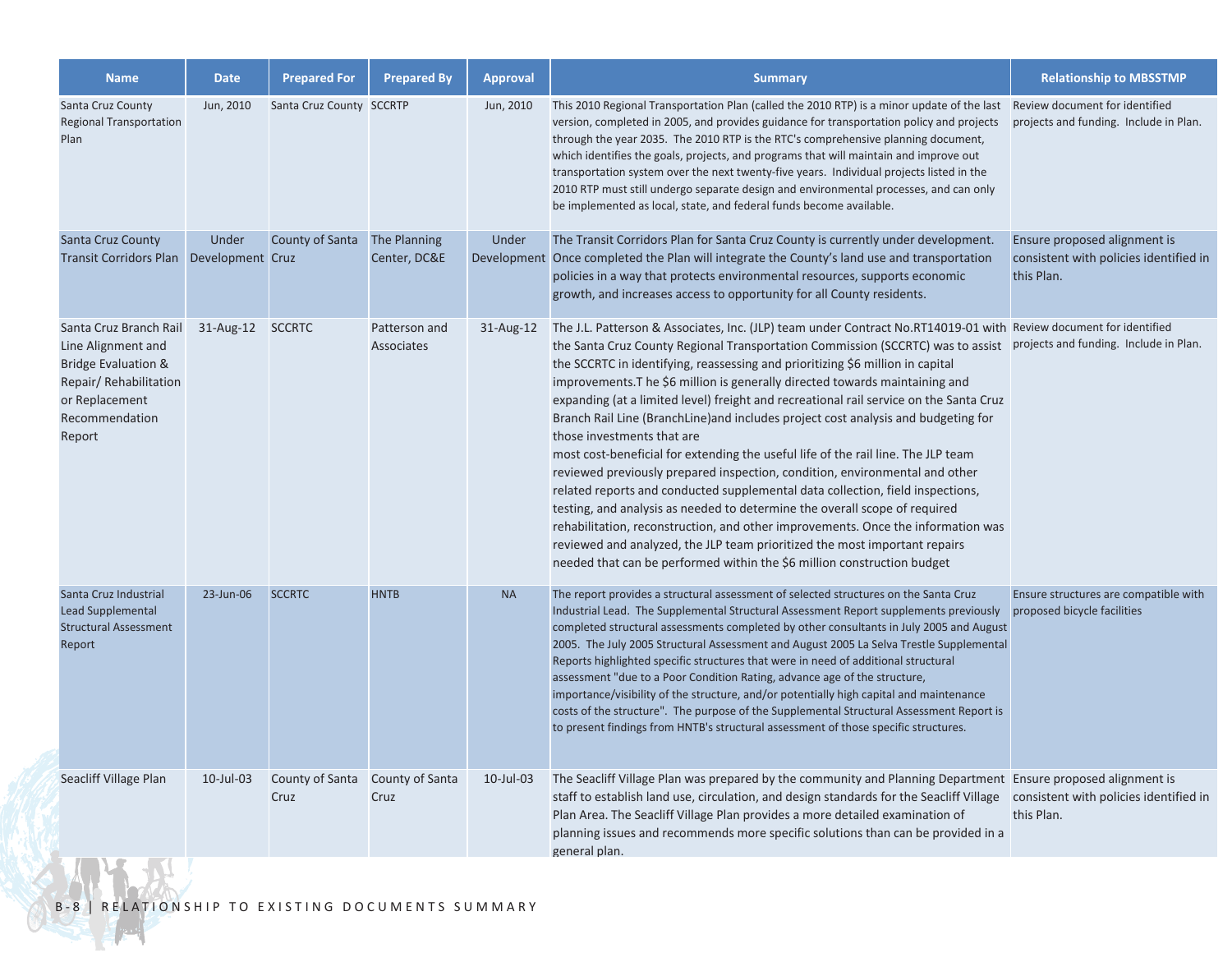| Name | Date | Prepared For | Prepared By | Approval | Summary | Relationship to MBSSTMP |
| --- | --- | --- | --- | --- | --- | --- |
| Santa Cruz County Regional Transportation Plan | Jun, 2010 | Santa Cruz County | SCCRTP | Jun, 2010 | This 2010 Regional Transportation Plan (called the 2010 RTP) is a minor update of the last version, completed in 2005, and provides guidance for transportation policy and projects through the year 2035. The 2010 RTP is the RTC's comprehensive planning document, which identifies the goals, projects, and programs that will maintain and improve out transportation system over the next twenty-five years. Individual projects listed in the 2010 RTP must still undergo separate design and environmental processes, and can only be implemented as local, state, and federal funds become available. | Review document for identified projects and funding. Include in Plan. |
| Santa Cruz County Transit Corridors Plan | Under Development | County of Santa Cruz | The Planning Center, DC&E | Under Development | The Transit Corridors Plan for Santa Cruz County is currently under development. Once completed the Plan will integrate the County's land use and transportation policies in a way that protects environmental resources, supports economic growth, and increases access to opportunity for all County residents. | Ensure proposed alignment is consistent with policies identified in this Plan. |
| Santa Cruz Branch Rail Line Alignment and Bridge Evaluation & Repair/ Rehabilitation or Replacement Recommendation Report | 31-Aug-12 | SCCRTC | Patterson and Associates | 31-Aug-12 | The J.L. Patterson & Associates, Inc. (JLP) team under Contract No.RT14019-01 with the Santa Cruz County Regional Transportation Commission (SCCRTC) was to assist the SCCRTC in identifying, reassessing and prioritizing $6 million in capital improvements.T he $6 million is generally directed towards maintaining and expanding (at a limited level) freight and recreational rail service on the Santa Cruz Branch Rail Line (BranchLine)and includes project cost analysis and budgeting for those investments that are most cost-beneficial for extending the useful life of the rail line. The JLP team reviewed previously prepared inspection, condition, environmental and other related reports and conducted supplemental data collection, field inspections, testing, and analysis as needed to determine the overall scope of required rehabilitation, reconstruction, and other improvements. Once the information was reviewed and analyzed, the JLP team prioritized the most important repairs needed that can be performed within the $6 million construction budget | Review document for identified projects and funding. Include in Plan. |
| Santa Cruz Industrial Lead Supplemental Structural Assessment Report | 23-Jun-06 | SCCRTC | HNTB | NA | The report provides a structural assessment of selected structures on the Santa Cruz Industrial Lead. The Supplemental Structural Assessment Report supplements previously completed structural assessments completed by other consultants in July 2005 and August 2005. The July 2005 Structural Assessment and August 2005 La Selva Trestle Supplemental Reports highlighted specific structures that were in need of additional structural assessment "due to a Poor Condition Rating, advance age of the structure, importance/visibility of the structure, and/or potentially high capital and maintenance costs of the structure". The purpose of the Supplemental Structural Assessment Report is to present findings from HNTB's structural assessment of those specific structures. | Ensure structures are compatible with proposed bicycle facilities |
| Seacliff Village Plan | 10-Jul-03 | County of Santa Cruz | County of Santa Cruz | 10-Jul-03 | The Seacliff Village Plan was prepared by the community and Planning Department staff to establish land use, circulation, and design standards for the Seacliff Village Plan Area. The Seacliff Village Plan provides a more detailed examination of planning issues and recommends more specific solutions than can be provided in a general plan. | Ensure proposed alignment is consistent with policies identified in this Plan. |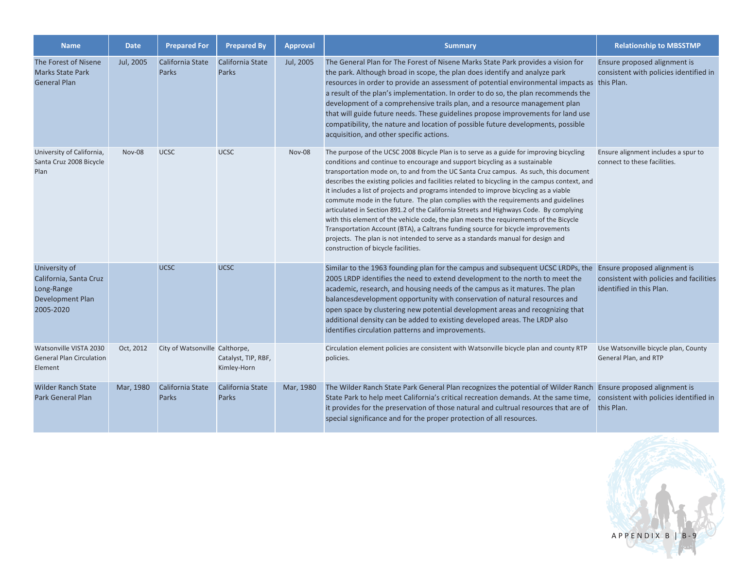| Name | Date | Prepared For | Prepared By | Approval | Summary | Relationship to MBSSTMP |
|---|---|---|---|---|---|---|
| The Forest of Nisene Marks State Park General Plan | Jul, 2005 | California State Parks | California State Parks | Jul, 2005 | The General Plan for The Forest of Nisene Marks State Park provides a vision for the park. Although broad in scope, the plan does identify and analyze park resources in order to provide an assessment of potential environmental impacts as a result of the plan's implementation. In order to do so, the plan recommends the development of a comprehensive trails plan, and a resource management plan that will guide future needs. These guidelines propose improvements for land use compatibility, the nature and location of possible future developments, possible acquisition, and other specific actions. | Ensure proposed alignment is consistent with policies identified in this Plan. |
| University of California, Santa Cruz 2008 Bicycle Plan | Nov-08 | UCSC | UCSC | Nov-08 | The purpose of the UCSC 2008 Bicycle Plan is to serve as a guide for improving bicycling conditions and continue to encourage and support bicycling as a sustainable transportation mode on, to and from the UC Santa Cruz campus. As such, this document describes the existing policies and facilities related to bicycling in the campus context, and it includes a list of projects and programs intended to improve bicycling as a viable commute mode in the future. The plan complies with the requirements and guidelines articulated in Section 891.2 of the California Streets and Highways Code. By complying with this element of the vehicle code, the plan meets the requirements of the Bicycle Transportation Account (BTA), a Caltrans funding source for bicycle improvements projects. The plan is not intended to serve as a standards manual for design and construction of bicycle facilities. | Ensure alignment includes a spur to connect to these facilities. |
| University of California, Santa Cruz Long-Range Development Plan 2005-2020 | | UCSC | UCSC | | Similar to the 1963 founding plan for the campus and subsequent UCSC LRDPs, the 2005 LRDP identifies the need to extend development to the north to meet the academic, research, and housing needs of the campus as it matures. The plan balancesdevelopment opportunity with conservation of natural resources and open space by clustering new potential development areas and recognizing that additional density can be added to existing developed areas. The LRDP also identifies circulation patterns and improvements. | Ensure proposed alignment is consistent with policies and facilities identified in this Plan. |
| Watsonville VISTA 2030 General Plan Circulation Element | Oct, 2012 | City of Watsonville | Calthorpe, Catalyst, TIP, RBF, Kimley-Horn | | Circulation element policies are consistent with Watsonville bicycle plan and county RTP policies. | Use Watsonville bicycle plan, County General Plan, and RTP |
| Wilder Ranch State Park General Plan | Mar, 1980 | California State Parks | California State Parks | Mar, 1980 | The Wilder Ranch State Park General Plan recognizes the potential of Wilder Ranch State Park to help meet California's critical recreation demands. At the same time, it provides for the preservation of those natural and cultrual resources that are of special significance and for the proper protection of all resources. | Ensure proposed alignment is consistent with policies identified in this Plan. |